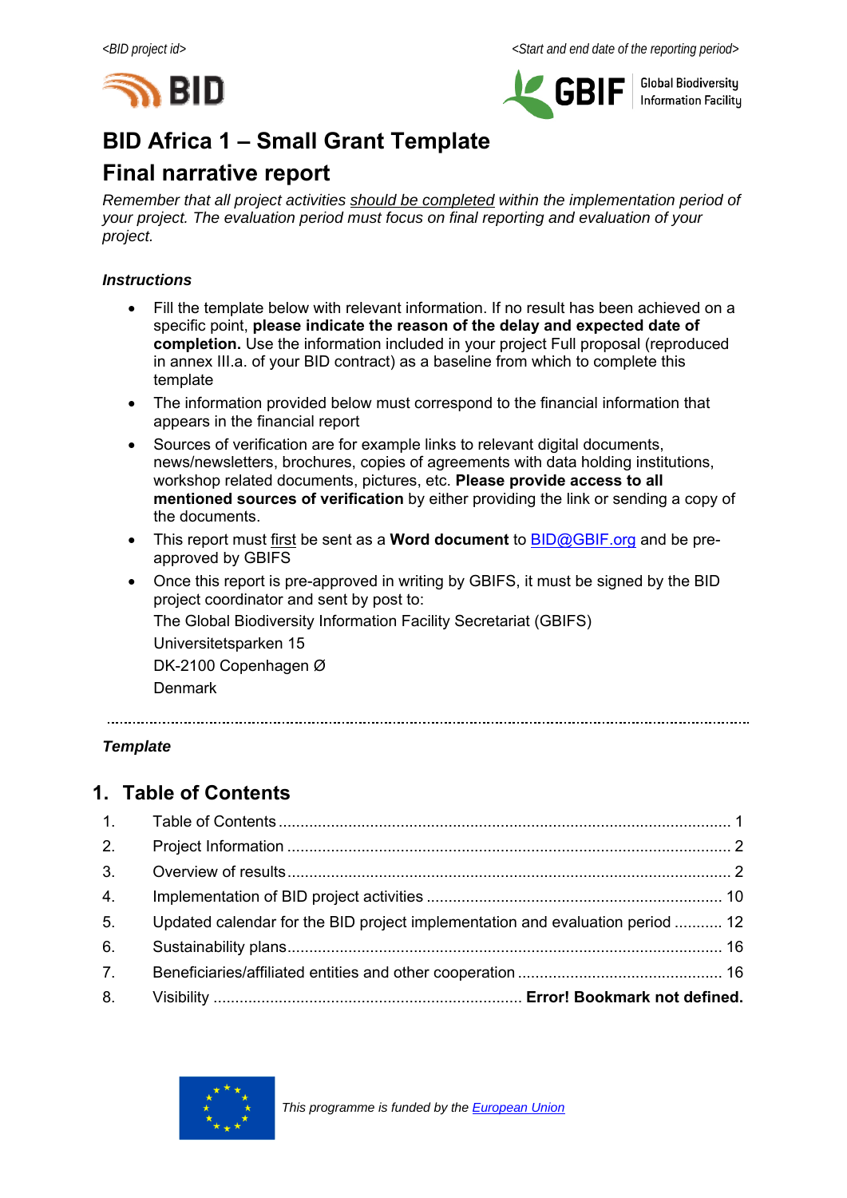<BID project id> <Start and end date of the reporting period>

# BID Africa 1 – Small Grant Template

# Final narrative report

*Remember that all project activities should be completed within the implementation period of your project. The evaluation period must focus on final reporting and evaluation of your project.*

***Instructions***

- Fill the template below with relevant information. If no result has been achieved on a specific point, **please indicate the reason of the delay and expected date of completion.** Use the information included in your project Full proposal (reproduced in annex III.a. of your BID contract) as a baseline from which to complete this template
- The information provided below must correspond to the financial information that appears in the financial report
- Sources of verification are for example links to relevant digital documents, news/newsletters, brochures, copies of agreements with data holding institutions, workshop related documents, pictures, etc. **Please provide access to all mentioned sources of verification** by either providing the link or sending a copy of the documents.
- This report must first be sent as a **Word document** to BID@GBIF.org and be pre-approved by GBIFS
- Once this report is pre-approved in writing by GBIFS, it must be signed by the BID project coordinator and sent by post to:
  The Global Biodiversity Information Facility Secretariat (GBIFS)
  Universitetsparken 15
  DK-2100 Copenhagen Ø
  Denmark

---

***Template***

## 1. Table of Contents

1. Table of Contents ........ 1
2. Project Information ........ 2
3. Overview of results ........ 2
4. Implementation of BID project activities ........ 10
5. Updated calendar for the BID project implementation and evaluation period ........ 12
6. Sustainability plans ........ 16
7. Beneficiaries/affiliated entities and other cooperation ........ 16
8. Visibility ........ **Error! Bookmark not defined.**

*This programme is funded by the European Union*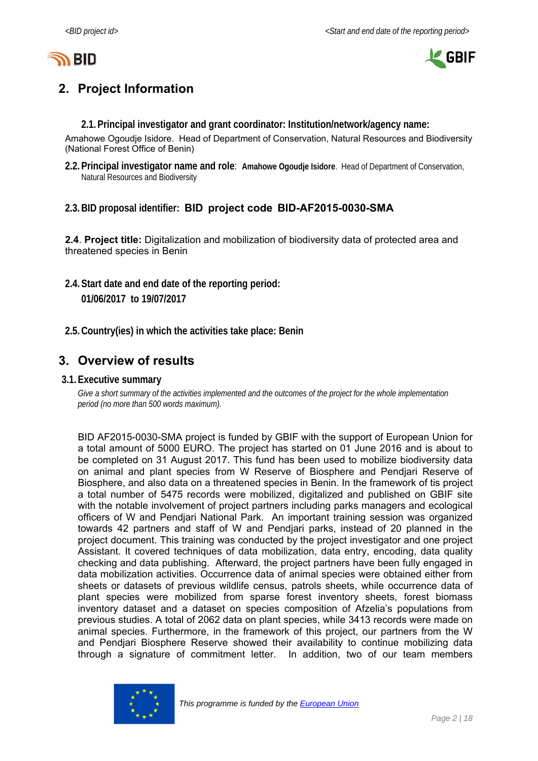## 2. Project Information

### 2.1. Principal investigator and grant coordinator: Institution/network/agency name:

Amahowe Ogoudje Isidore. Head of Department of Conservation, Natural Resources and Biodiversity (National Forest Office of Benin)

### 2.2. Principal investigator name and role: **Amahowe Ogoudje Isidore**. Head of Department of Conservation, Natural Resources and Biodiversity

### 2.3. BID proposal identifier: **BID project code BID-AF2015-0030-SMA**

**2.4**. **Project title:** Digitalization and mobilization of biodiversity data of protected area and threatened species in Benin

### 2.4. Start date and end date of the reporting period:

**01/06/2017 to 19/07/2017**

### 2.5. Country(ies) in which the activities take place: Benin

## 3. Overview of results

### 3.1. Executive summary

*Give a short summary of the activities implemented and the outcomes of the project for the whole implementation period (no more than 500 words maximum).*

BID AF2015-0030-SMA project is funded by GBIF with the support of European Union for a total amount of 5000 EURO. The project has started on 01 June 2016 and is about to be completed on 31 August 2017. This fund has been used to mobilize biodiversity data on animal and plant species from W Reserve of Biosphere and Pendjari Reserve of Biosphere, and also data on a threatened species in Benin. In the framework of tis project a total number of 5475 records were mobilized, digitalized and published on GBIF site with the notable involvement of project partners including parks managers and ecological officers of W and Pendjari National Park. An important training session was organized towards 42 partners and staff of W and Pendjari parks, instead of 20 planned in the project document. This training was conducted by the project investigator and one project Assistant. It covered techniques of data mobilization, data entry, encoding, data quality checking and data publishing. Afterward, the project partners have been fully engaged in data mobilization activities. Occurrence data of animal species were obtained either from sheets or datasets of previous wildlife census, patrols sheets, while occurrence data of plant species were mobilized from sparse forest inventory sheets, forest biomass inventory dataset and a dataset on species composition of Afzelia's populations from previous studies. A total of 2062 data on plant species, while 3413 records were made on animal species. Furthermore, in the framework of this project, our partners from the W and Pendjari Biosphere Reserve showed their availability to continue mobilizing data through a signature of commitment letter. In addition, two of our team members

*This programme is funded by the European Union*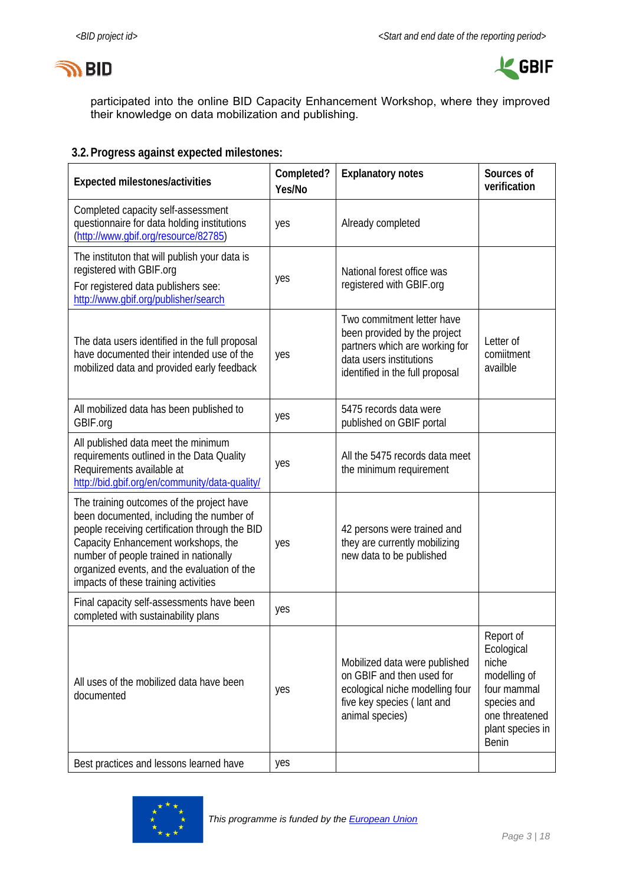participated into the online BID Capacity Enhancement Workshop, where they improved their knowledge on data mobilization and publishing.

### 3.2. Progress against expected milestones:

| Expected milestones/activities | Completed? Yes/No | Explanatory notes | Sources of verification |
|---|---|---|---|
| Completed capacity self-assessment questionnaire for data holding institutions (http://www.gbif.org/resource/82785) | yes | Already completed | |
| The instituton that will publish your data is registered with GBIF.org For registered data publishers see: http://www.gbif.org/publisher/search | yes | National forest office was registered with GBIF.org | |
| The data users identified in the full proposal have documented their intended use of the mobilized data and provided early feedback | yes | Two commitment letter have been provided by the project partners which are working for data users institutions identified in the full proposal | Letter of comiitment availble |
| All mobilized data has been published to GBIF.org | yes | 5475 records data were published on GBIF portal | |
| All published data meet the minimum requirements outlined in the Data Quality Requirements available at http://bid.gbif.org/en/community/data-quality/ | yes | All the 5475 records data meet the minimum requirement | |
| The training outcomes of the project have been documented, including the number of people receiving certification through the BID Capacity Enhancement workshops, the number of people trained in nationally organized events, and the evaluation of the impacts of these training activities | yes | 42 persons were trained and they are currently mobilizing new data to be published | |
| Final capacity self-assessments have been completed with sustainability plans | yes | | |
| All uses of the mobilized data have been documented | yes | Mobilized data were published on GBIF and then used for ecological niche modelling four five key species ( lant and animal species) | Report of Ecological niche modelling of four mammal species and one threatened plant species in Benin |
| Best practices and lessons learned have | yes | | |

*This programme is funded by the European Union*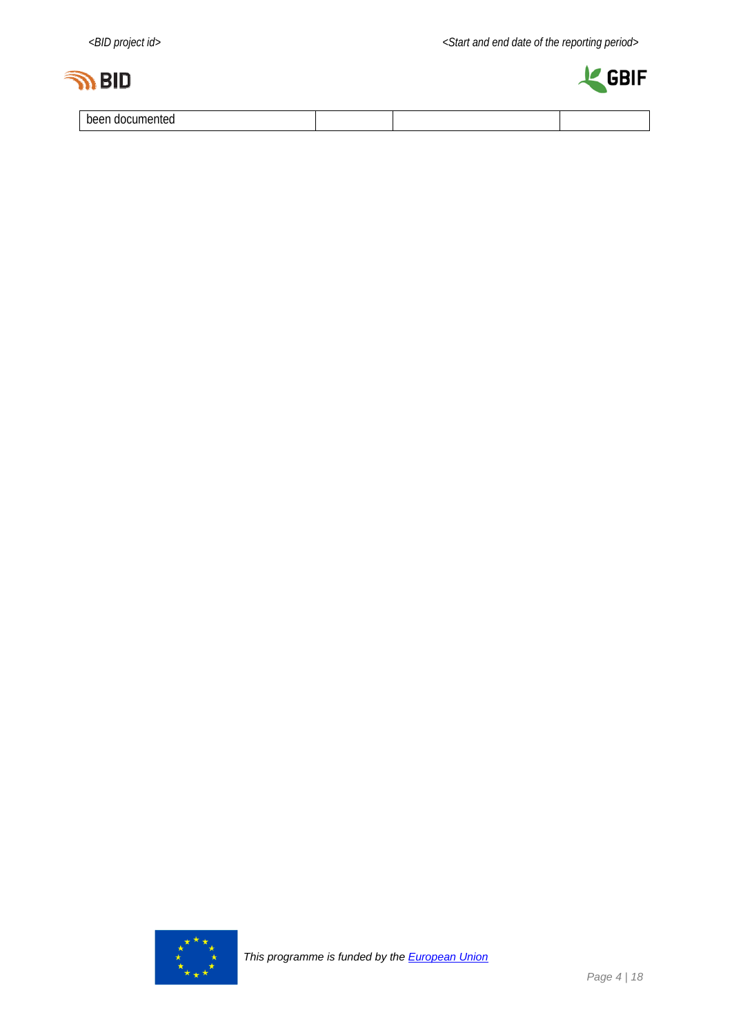| been documented | | | |
|---|---|---|---|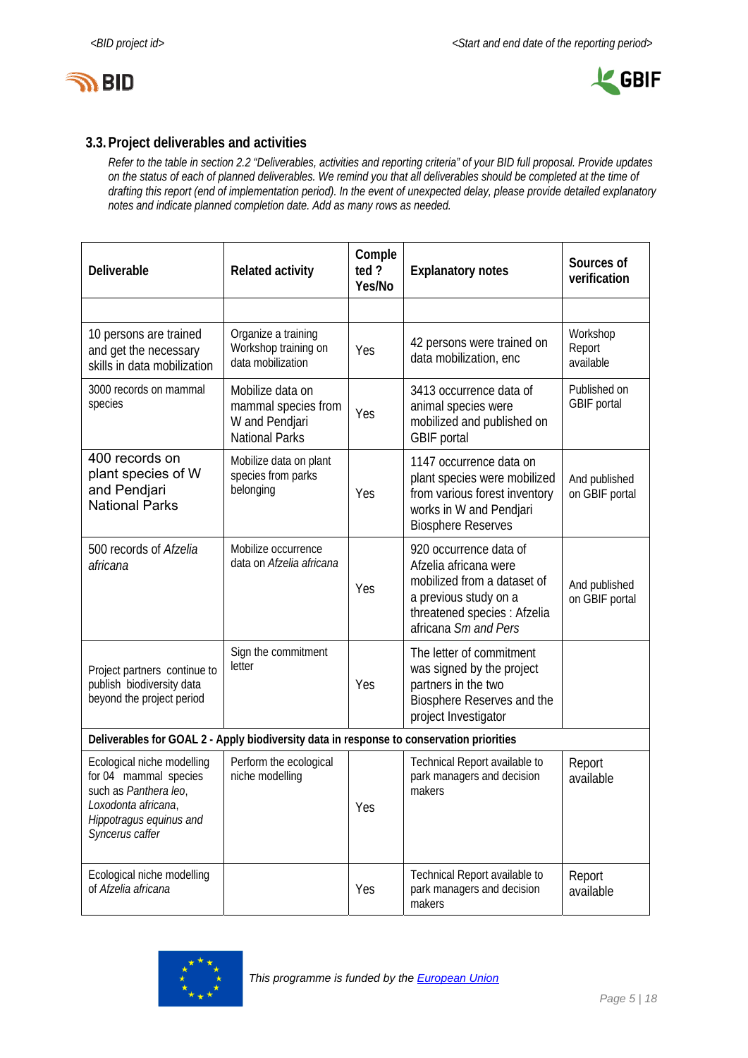### 3.3. Project deliverables and activities

*Refer to the table in section 2.2 "Deliverables, activities and reporting criteria" of your BID full proposal. Provide updates on the status of each of planned deliverables. We remind you that all deliverables should be completed at the time of drafting this report (end of implementation period). In the event of unexpected delay, please provide detailed explanatory notes and indicate planned completion date. Add as many rows as needed.*

| Deliverable | Related activity | Completed ? Yes/No | Explanatory notes | Sources of verification |
|---|---|---|---|---|
| | | | | |
| 10 persons are trained and get the necessary skills in data mobilization | Organize a training Workshop training on data mobilization | Yes | 42 persons were trained on data mobilization, enc | Workshop Report available |
| 3000 records on mammal species | Mobilize data on mammal species from W and Pendjari National Parks | Yes | 3413 occurrence data of animal species were mobilized and published on GBIF portal | Published on GBIF portal |
| 400 records on plant species of W and Pendjari National Parks | Mobilize data on plant species from parks belonging | Yes | 1147 occurrence data on plant species were mobilized from various forest inventory works in W and Pendjari Biosphere Reserves | And published on GBIF portal |
| 500 records of *Afzelia africana* | Mobilize occurrence data on *Afzelia africana* | Yes | 920 occurrence data of Afzelia africana were mobilized from a dataset of a previous study on a threatened species : Afzelia africana *Sm and Pers* | And published on GBIF portal |
| Project partners continue to publish biodiversity data beyond the project period | Sign the commitment letter | Yes | The letter of commitment was signed by the project partners in the two Biosphere Reserves and the project Investigator | |
| **Deliverables for GOAL 2 - Apply biodiversity data in response to conservation priorities** | | | | |
| Ecological niche modelling for 04 mammal species such as *Panthera leo*, *Loxodonta africana*, *Hippotragus equinus and Syncerus caffer* | Perform the ecological niche modelling | Yes | Technical Report available to park managers and decision makers | Report available |
| Ecological niche modelling of *Afzelia africana* | | Yes | Technical Report available to park managers and decision makers | Report available |

*This programme is funded by the European Union*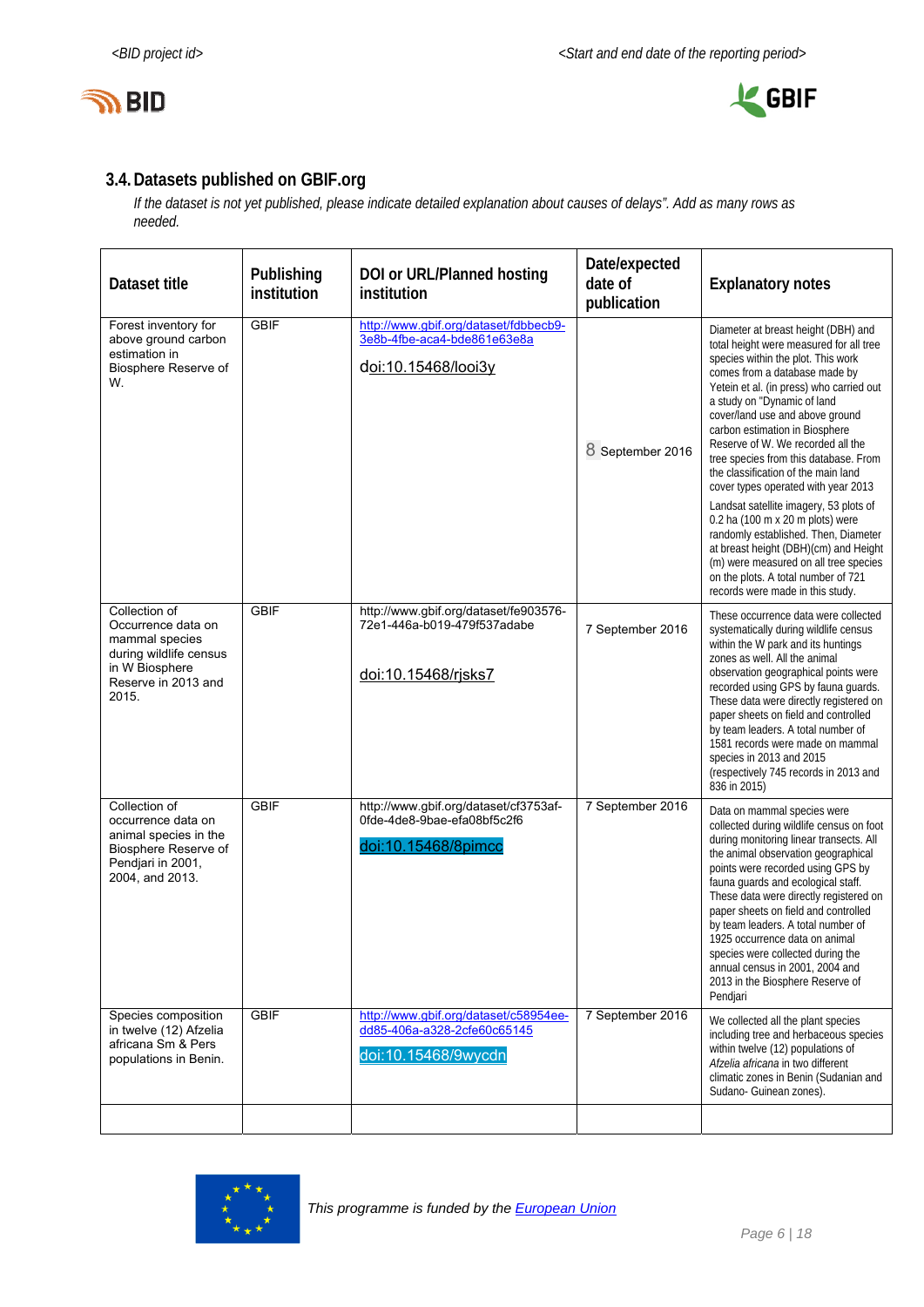## 3.4. Datasets published on GBIF.org

*If the dataset is not yet published, please indicate detailed explanation about causes of delays". Add as many rows as needed.*

| Dataset title | Publishing institution | DOI or URL/Planned hosting institution | Date/expected date of publication | Explanatory notes |
|---|---|---|---|---|
| Forest inventory for above ground carbon estimation in Biosphere Reserve of W. | GBIF | http://www.gbif.org/dataset/fdbbecb9-3e8b-4fbe-aca4-bde861e63e8a<br>doi:10.15468/looi3y | 8 September 2016 | Diameter at breast height (DBH) and total height were measured for all tree species within the plot. This work comes from a database made by Yetein et al. (in press) who carried out a study on "Dynamic of land cover/land use and above ground carbon estimation in Biosphere Reserve of W. We recorded all the tree species from this database. From the classification of the main land cover types operated with year 2013 Landsat satellite imagery, 53 plots of 0.2 ha (100 m x 20 m plots) were randomly established. Then, Diameter at breast height (DBH)(cm) and Height (m) were measured on all tree species on the plots. A total number of 721 records were made in this study. |
| Collection of Occurrence data on mammal species during wildlife census in W Biosphere Reserve in 2013 and 2015. | GBIF | http://www.gbif.org/dataset/fe903576-72e1-446a-b019-479f537adabe<br>doi:10.15468/rjsks7 | 7 September 2016 | These occurrence data were collected systematically during wildlife census within the W park and its huntings zones as well. All the animal observation geographical points were recorded using GPS by fauna guards. These data were directly registered on paper sheets on field and controlled by team leaders. A total number of 1581 records were made on mammal species in 2013 and 2015 (respectively 745 records in 2013 and 836 in 2015) |
| Collection of occurrence data on animal species in the Biosphere Reserve of Pendjari in 2001, 2004, and 2013. | GBIF | http://www.gbif.org/dataset/cf3753af-0fde-4de8-9bae-efa08bf5c2f6<br>doi:10.15468/8pimcc | 7 September 2016 | Data on mammal species were collected during wildlife census on foot during monitoring linear transects. All the animal observation geographical points were recorded using GPS by fauna guards and ecological staff. These data were directly registered on paper sheets on field and controlled by team leaders. A total number of 1925 occurrence data on animal species were collected during the annual census in 2001, 2004 and 2013 in the Biosphere Reserve of Pendjari |
| Species composition in twelve (12) Afzelia africana Sm & Pers populations in Benin. | GBIF | http://www.gbif.org/dataset/c58954ee-dd85-406a-a328-2cfe60c65145<br>doi:10.15468/9wycdn | 7 September 2016 | We collected all the plant species including tree and herbaceous species within twelve (12) populations of *Afzelia africana* in two different climatic zones in Benin (Sudanian and Sudano- Guinean zones). |
| | | | | |

*This programme is funded by the European Union*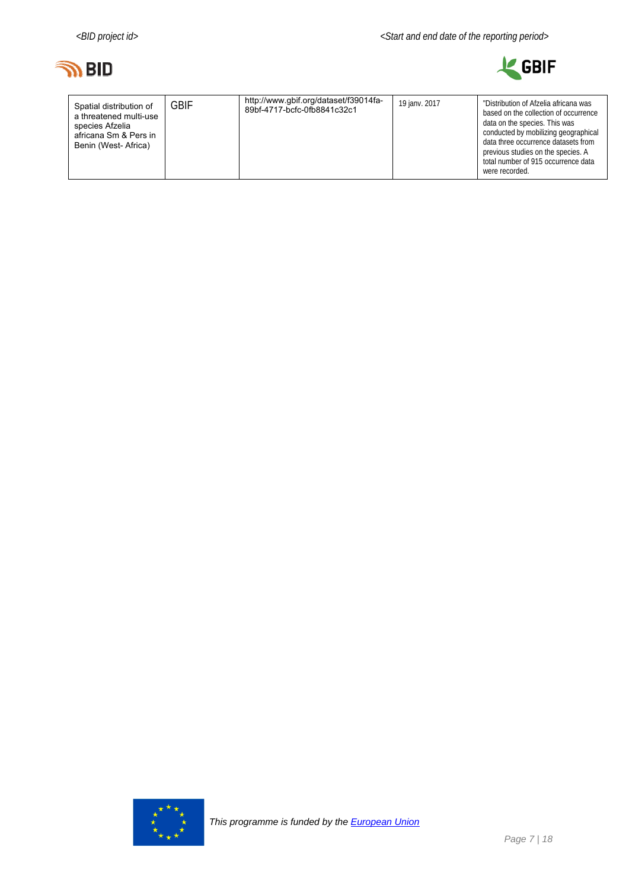| Spatial distribution of a threatened multi-use species Afzelia africana Sm & Pers in Benin (West- Africa) | GBIF | http://www.gbif.org/dataset/f39014fa-89bf-4717-bcfc-0fb8841c32c1 | 19 janv. 2017 | "Distribution of Afzelia africana was based on the collection of occurrence data on the species. This was conducted by mobilizing geographical data three occurrence datasets from previous studies on the species. A total number of 915 occurrence data were recorded. |
|---|---|---|---|---|

*This programme is funded by the European Union*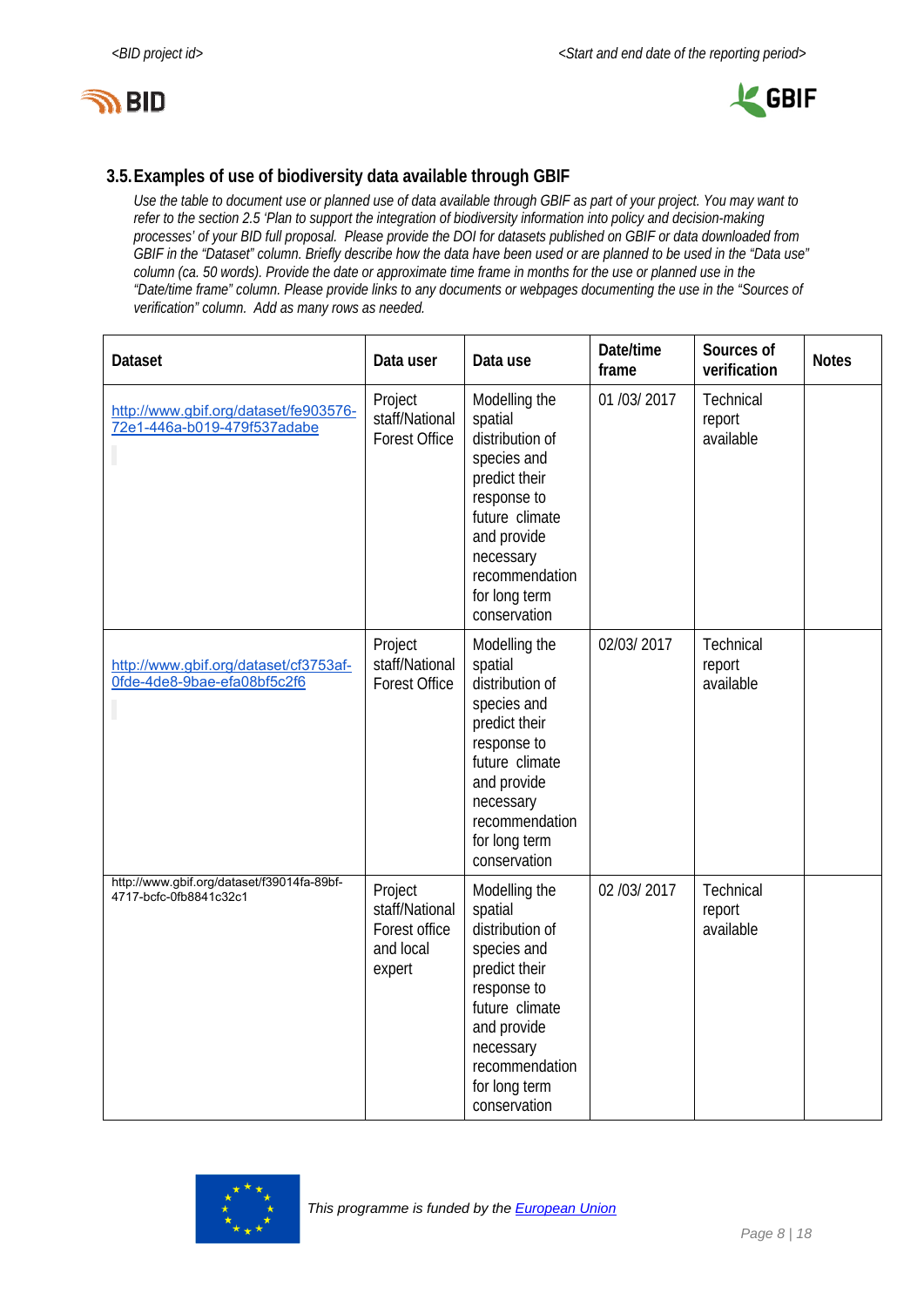## 3.5. Examples of use of biodiversity data available through GBIF

*Use the table to document use or planned use of data available through GBIF as part of your project. You may want to refer to the section 2.5 'Plan to support the integration of biodiversity information into policy and decision-making processes' of your BID full proposal. Please provide the DOI for datasets published on GBIF or data downloaded from GBIF in the "Dataset" column. Briefly describe how the data have been used or are planned to be used in the "Data use" column (ca. 50 words). Provide the date or approximate time frame in months for the use or planned use in the "Date/time frame" column. Please provide links to any documents or webpages documenting the use in the "Sources of verification" column. Add as many rows as needed.*

| Dataset | Data user | Data use | Date/time frame | Sources of verification | Notes |
|---|---|---|---|---|---|
| http://www.gbif.org/dataset/fe903576-72e1-446a-b019-479f537adabe | Project staff/National Forest Office | Modelling the spatial distribution of species and predict their response to future climate and provide necessary recommendation for long term conservation | 01 /03/ 2017 | Technical report available | |
| http://www.gbif.org/dataset/cf3753af-0fde-4de8-9bae-efa08bf5c2f6 | Project staff/National Forest Office | Modelling the spatial distribution of species and predict their response to future climate and provide necessary recommendation for long term conservation | 02/03/ 2017 | Technical report available | |
| http://www.gbif.org/dataset/f39014fa-89bf-4717-bcfc-0fb8841c32c1 | Project staff/National Forest office and local expert | Modelling the spatial distribution of species and predict their response to future climate and provide necessary recommendation for long term conservation | 02 /03/ 2017 | Technical report available | |

*This programme is funded by the European Union*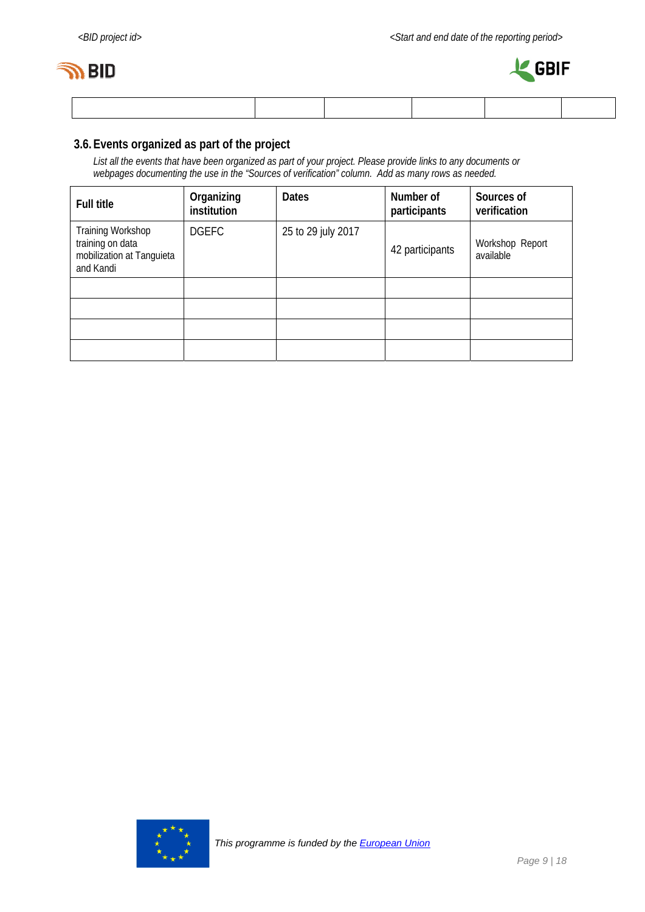| | | | | | |
|---|---|---|---|---|---|
| | | | | | |

### 3.6. Events organized as part of the project

*List all the events that have been organized as part of your project. Please provide links to any documents or webpages documenting the use in the "Sources of verification" column. Add as many rows as needed.*

| Full title | Organizing institution | Dates | Number of participants | Sources of verification |
|---|---|---|---|---|
| Training Workshop training on data mobilization at Tanguieta and Kandi | DGEFC | 25 to 29 july 2017 | 42 participants | Workshop Report available |
| | | | | |
| | | | | |
| | | | | |
| | | | | |

*This programme is funded by the* [European Union]()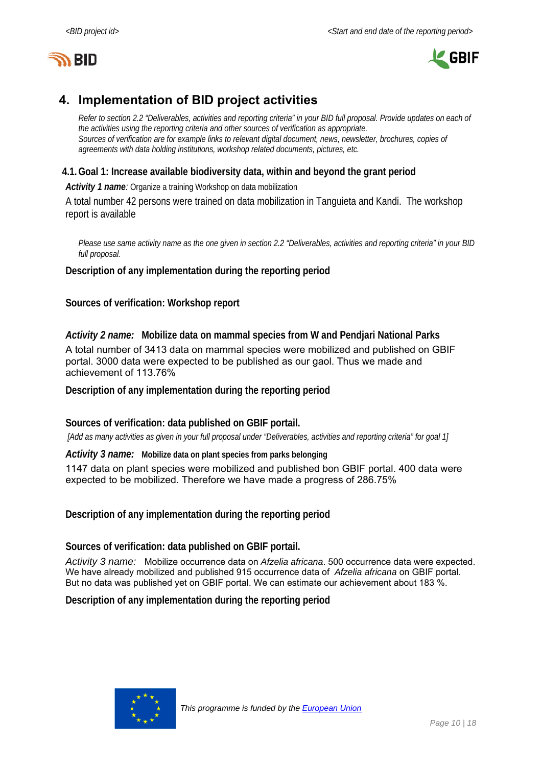## 4. Implementation of BID project activities

*Refer to section 2.2 "Deliverables, activities and reporting criteria" in your BID full proposal. Provide updates on each of the activities using the reporting criteria and other sources of verification as appropriate.*
*Sources of verification are for example links to relevant digital document, news, newsletter, brochures, copies of agreements with data holding institutions, workshop related documents, pictures, etc.*

### 4.1. Goal 1: Increase available biodiversity data, within and beyond the grant period

***Activity 1 name**: Organize a training Workshop on data mobilization*

A total number 42 persons were trained on data mobilization in Tanguieta and Kandi. The workshop report is available

*Please use same activity name as the one given in section 2.2 "Deliverables, activities and reporting criteria" in your BID full proposal.*

**Description of any implementation during the reporting period**

**Sources of verification: Workshop report**

***Activity 2 name:*** **Mobilize data on mammal species from W and Pendjari National Parks**

A total number of 3413 data on mammal species were mobilized and published on GBIF portal. 3000 data were expected to be published as our gaol. Thus we made and achievement of 113.76%

**Description of any implementation during the reporting period**

**Sources of verification: data published on GBIF portail.**

*[Add as many activities as given in your full proposal under "Deliverables, activities and reporting criteria" for goal 1]*

***Activity 3 name:*** **Mobilize data on plant species from parks belonging**

1147 data on plant species were mobilized and published bon GBIF portal. 400 data were expected to be mobilized. Therefore we have made a progress of 286.75%

**Description of any implementation during the reporting period**

**Sources of verification: data published on GBIF portail.**

*Activity 3 name:* Mobilize occurrence data on *Afzelia africana*. 500 occurrence data were expected. We have already mobilized and published 915 occurrence data of *Afzelia africana* on GBIF portal. But no data was published yet on GBIF portal. We can estimate our achievement about 183 %.

**Description of any implementation during the reporting period**

*This programme is funded by the European Union*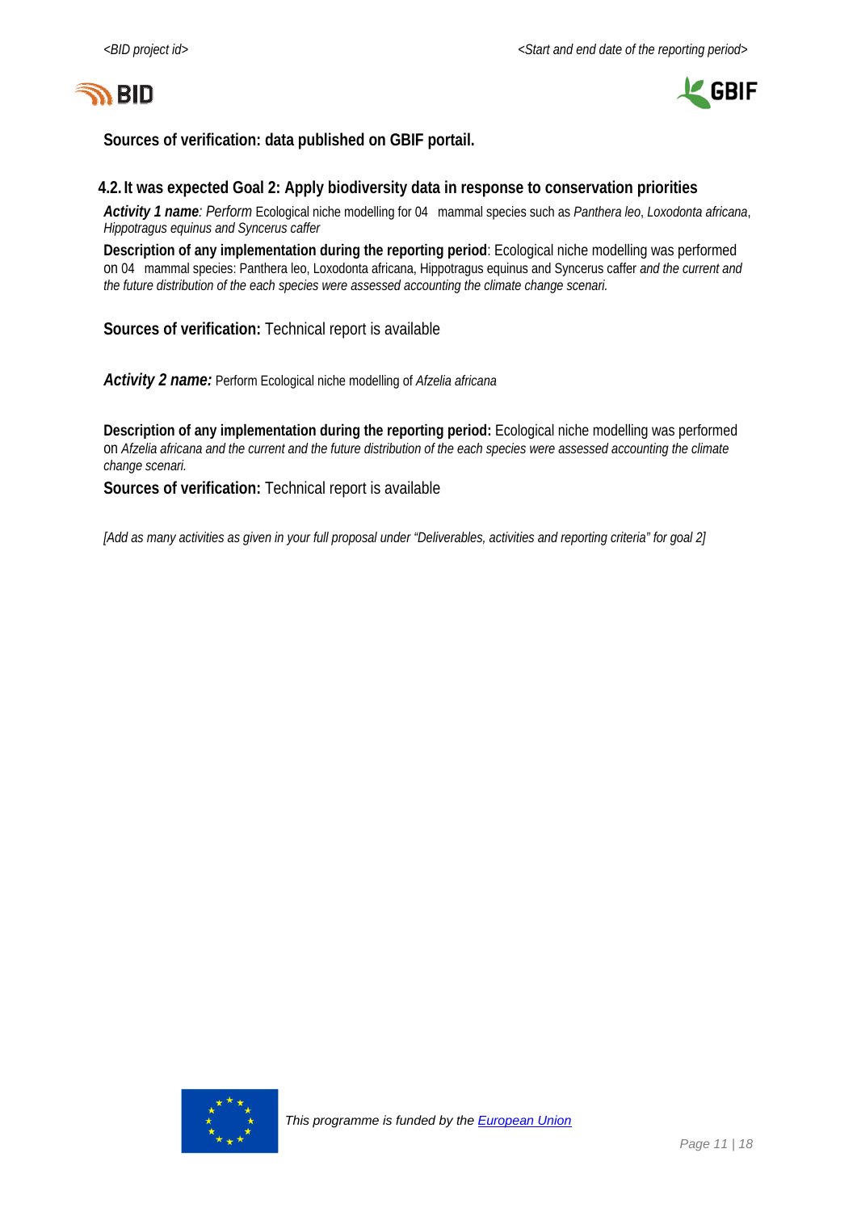**Sources of verification: data published on GBIF portail.**

## 4.2. It was expected Goal 2: Apply biodiversity data in response to conservation priorities

***Activity 1 name****: Perform* Ecological niche modelling for 04 mammal species such as *Panthera leo*, *Loxodonta africana*, *Hippotragus equinus and Syncerus caffer*

**Description of any implementation during the reporting period**: Ecological niche modelling was performed on 04 mammal species: Panthera leo, Loxodonta africana, Hippotragus equinus and Syncerus caffer *and the current and the future distribution of the each species were assessed accounting the climate change scenari.*

**Sources of verification:** Technical report is available

***Activity 2 name:*** Perform Ecological niche modelling of *Afzelia africana*

**Description of any implementation during the reporting period:** Ecological niche modelling was performed on *Afzelia africana and the current and the future distribution of the each species were assessed accounting the climate change scenari.*

**Sources of verification:** Technical report is available

*[Add as many activities as given in your full proposal under "Deliverables, activities and reporting criteria" for goal 2]*

*This programme is funded by the European Union*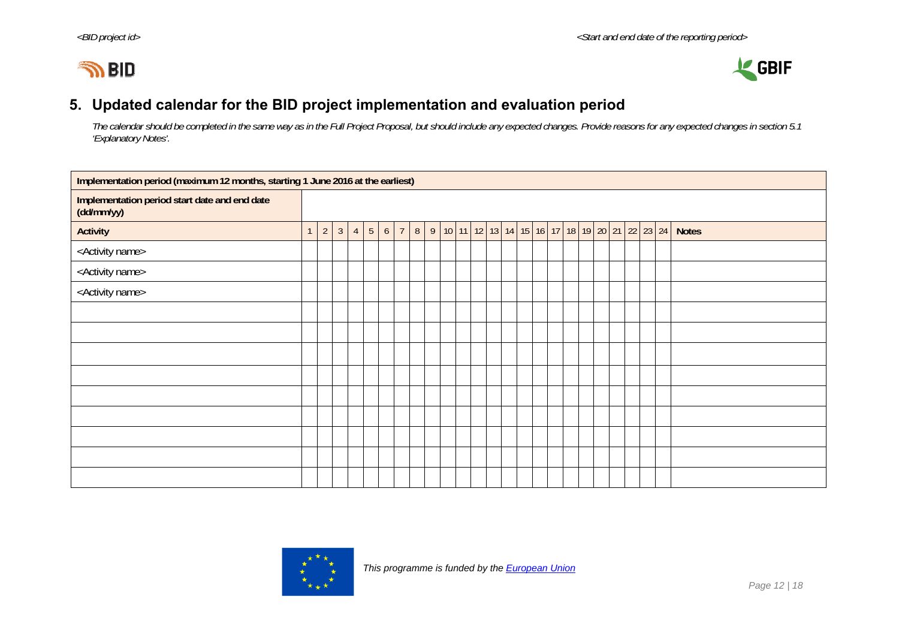<BID project id> <Start and end date of the reporting period>

## 5. Updated calendar for the BID project implementation and evaluation period

*The calendar should be completed in the same way as in the Full Project Proposal, but should include any expected changes. Provide reasons for any expected changes in section 5.1 'Explanatory Notes'.*

| **Implementation period (maximum 12 months, starting 1 June 2016 at the earliest)** | | | | | | | | | | | | | | | | | | | | | | | | | |
|---|---|---|---|---|---|---|---|---|---|---|---|---|---|---|---|---|---|---|---|---|---|---|---|---|---|
| **Implementation period start date and end date (dd/mm/yy)** | | | | | | | | | | | | | | | | | | | | | | | | | |
| **Activity** | 1 | 2 | 3 | 4 | 5 | 6 | 7 | 8 | 9 | 10 | 11 | 12 | 13 | 14 | 15 | 16 | 17 | 18 | 19 | 20 | 21 | 22 | 23 | 24 | **Notes** |
| <Activity name> | | | | | | | | | | | | | | | | | | | | | | | | | |
| <Activity name> | | | | | | | | | | | | | | | | | | | | | | | | | |
| <Activity name> | | | | | | | | | | | | | | | | | | | | | | | | | |
| | | | | | | | | | | | | | | | | | | | | | | | | | |
| | | | | | | | | | | | | | | | | | | | | | | | | | |
| | | | | | | | | | | | | | | | | | | | | | | | | | |
| | | | | | | | | | | | | | | | | | | | | | | | | | |
| | | | | | | | | | | | | | | | | | | | | | | | | | |
| | | | | | | | | | | | | | | | | | | | | | | | | | |
| | | | | | | | | | | | | | | | | | | | | | | | | | |
| | | | | | | | | | | | | | | | | | | | | | | | | | |
| | | | | | | | | | | | | | | | | | | | | | | | | | |

*This programme is funded by the European Union*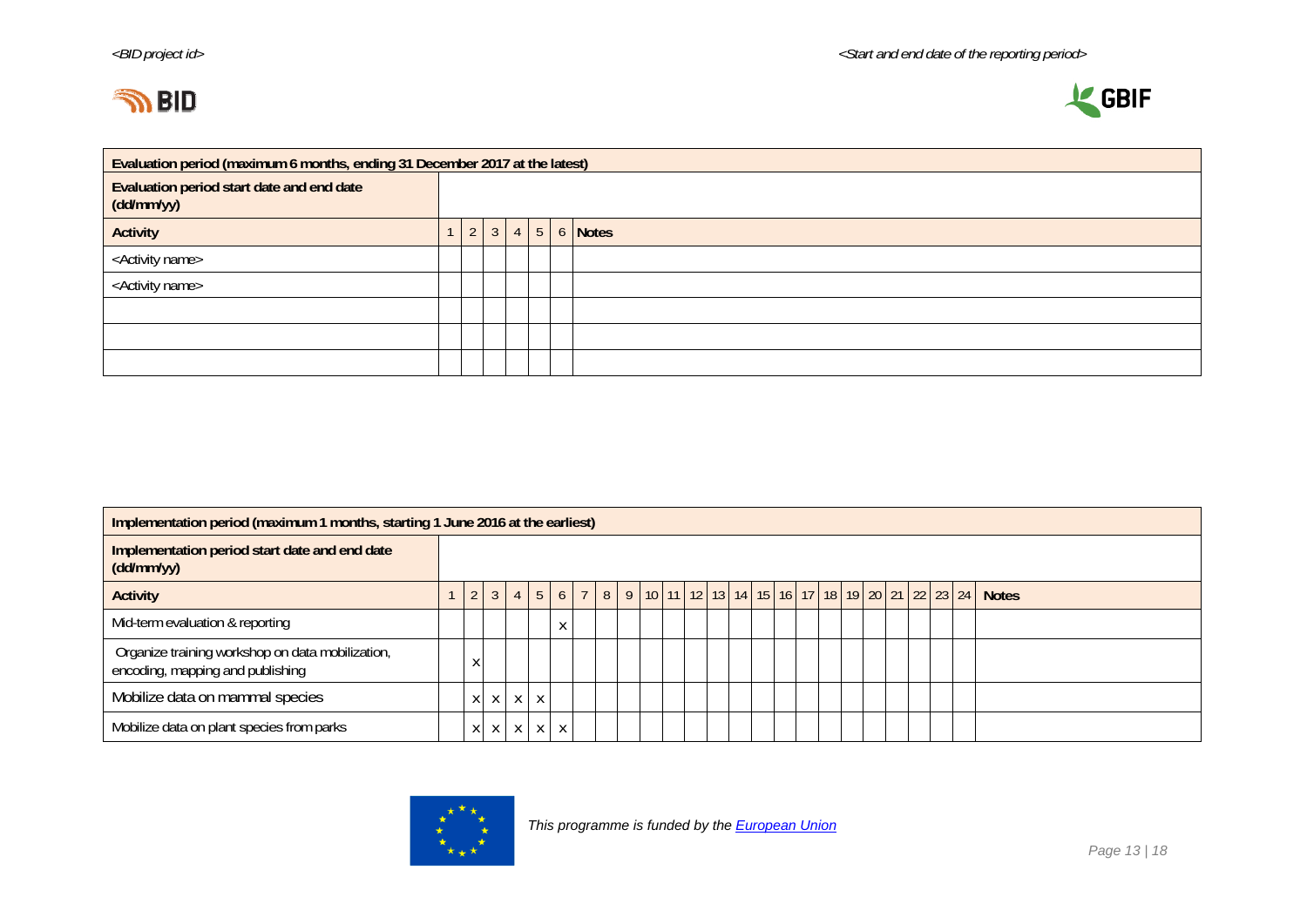| Evaluation period (maximum 6 months, ending 31 December 2017 at the latest) | | | | | | | |
|---|---|---|---|---|---|---|---|
| **Evaluation period start date and end date (dd/mm/yy)** | | | | | | | |
| **Activity** | 1 | 2 | 3 | 4 | 5 | 6 | **Notes** |
| <Activity name> | | | | | | | |
| <Activity name> | | | | | | | |
| | | | | | | | |
| | | | | | | | |
| | | | | | | | |

| Implementation period (maximum 1 months, starting 1 June 2016 at the earliest) | | | | | | | | | | | | | | | | | | | | | | | | | |
|---|---|---|---|---|---|---|---|---|---|---|---|---|---|---|---|---|---|---|---|---|---|---|---|---|---|
| **Implementation period start date and end date (dd/mm/yy)** | | | | | | | | | | | | | | | | | | | | | | | | | |
| **Activity** | 1 | 2 | 3 | 4 | 5 | 6 | 7 | 8 | 9 | 10 | 11 | 12 | 13 | 14 | 15 | 16 | 17 | 18 | 19 | 20 | 21 | 22 | 23 | 24 | **Notes** |
| Mid-term evaluation & reporting | | | | | | x | | | | | | | | | | | | | | | | | | | |
| Organize training workshop on data mobilization, encoding, mapping and publishing | | x | | | | | | | | | | | | | | | | | | | | | | | |
| Mobilize data on mammal species | | x | x | x | x | | | | | | | | | | | | | | | | | | | | |
| Mobilize data on plant species from parks | | x | x | x | x | x | | | | | | | | | | | | | | | | | | | |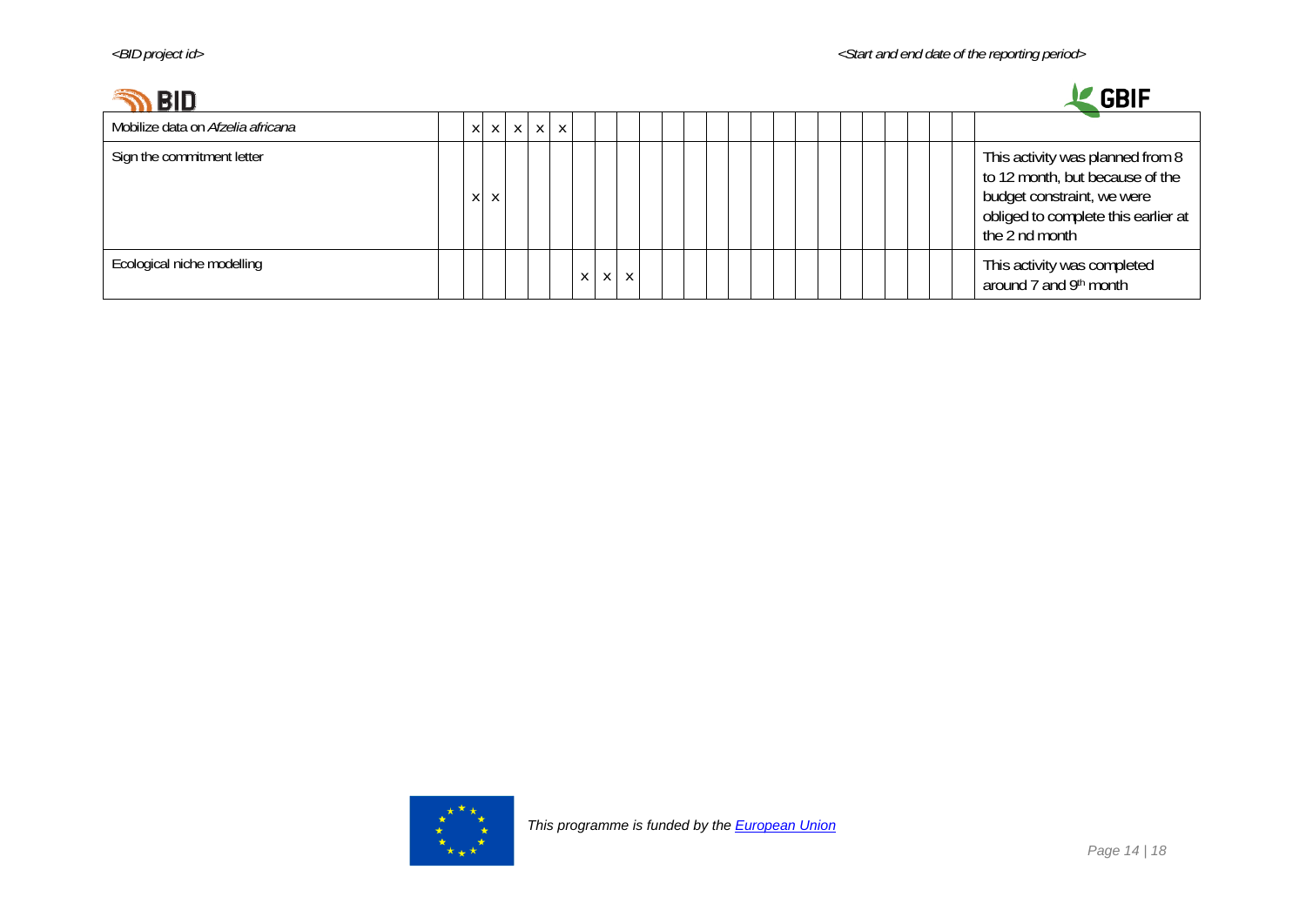| | | | | | | | | | | | | | | | | | | | | | | | | | |
|---|---|---|---|---|---|---|---|---|---|---|---|---|---|---|---|---|---|---|---|---|---|---|---|---|---|
| Mobilize data on *Afzelia africana* | | x | x | x | x | x | | | | | | | | | | | | | | | | | | | |
| Sign the commitment letter | | x | x | | | | | | | | | | | | | | | | | | | | | | This activity was planned from 8 to 12 month, but because of the budget constraint, we were obliged to complete this earlier at the 2 nd month |
| Ecological niche modelling | | | | | | | x | x | x | | | | | | | | | | | | | | | | This activity was completed around 7 and 9th month |

This programme is funded by the European Union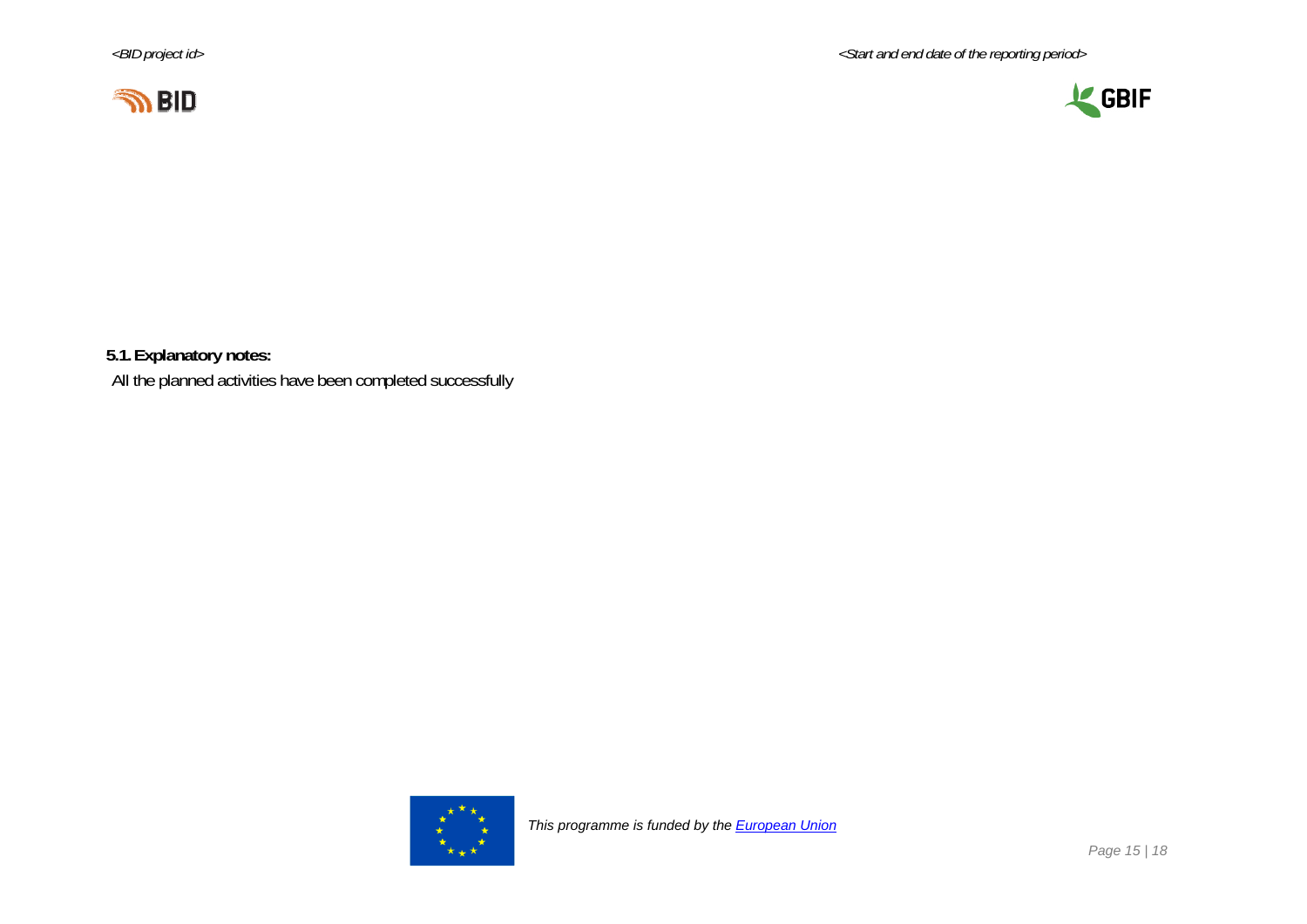**5.1. Explanatory notes:**

All the planned activities have been completed successfully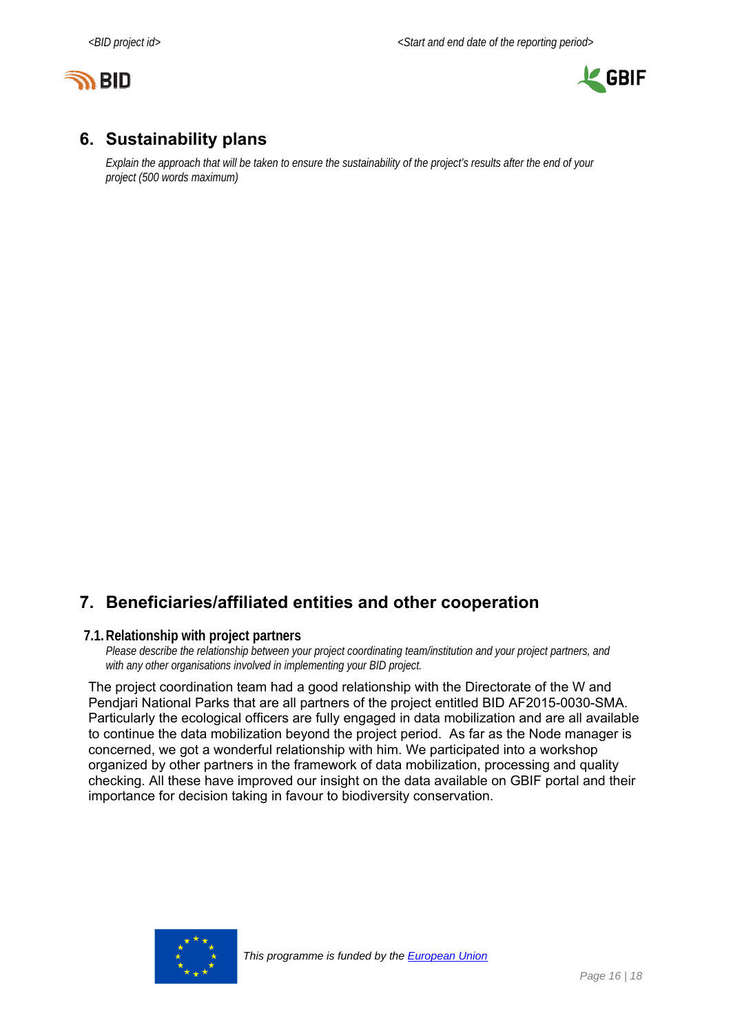## 6. Sustainability plans

*Explain the approach that will be taken to ensure the sustainability of the project's results after the end of your project (500 words maximum)*

## 7. Beneficiaries/affiliated entities and other cooperation

### 7.1. Relationship with project partners

*Please describe the relationship between your project coordinating team/institution and your project partners, and with any other organisations involved in implementing your BID project.*

The project coordination team had a good relationship with the Directorate of the W and Pendjari National Parks that are all partners of the project entitled BID AF2015-0030-SMA. Particularly the ecological officers are fully engaged in data mobilization and are all available to continue the data mobilization beyond the project period. As far as the Node manager is concerned, we got a wonderful relationship with him. We participated into a workshop organized by other partners in the framework of data mobilization, processing and quality checking. All these have improved our insight on the data available on GBIF portal and their importance for decision taking in favour to biodiversity conservation.

*This programme is funded by the European Union*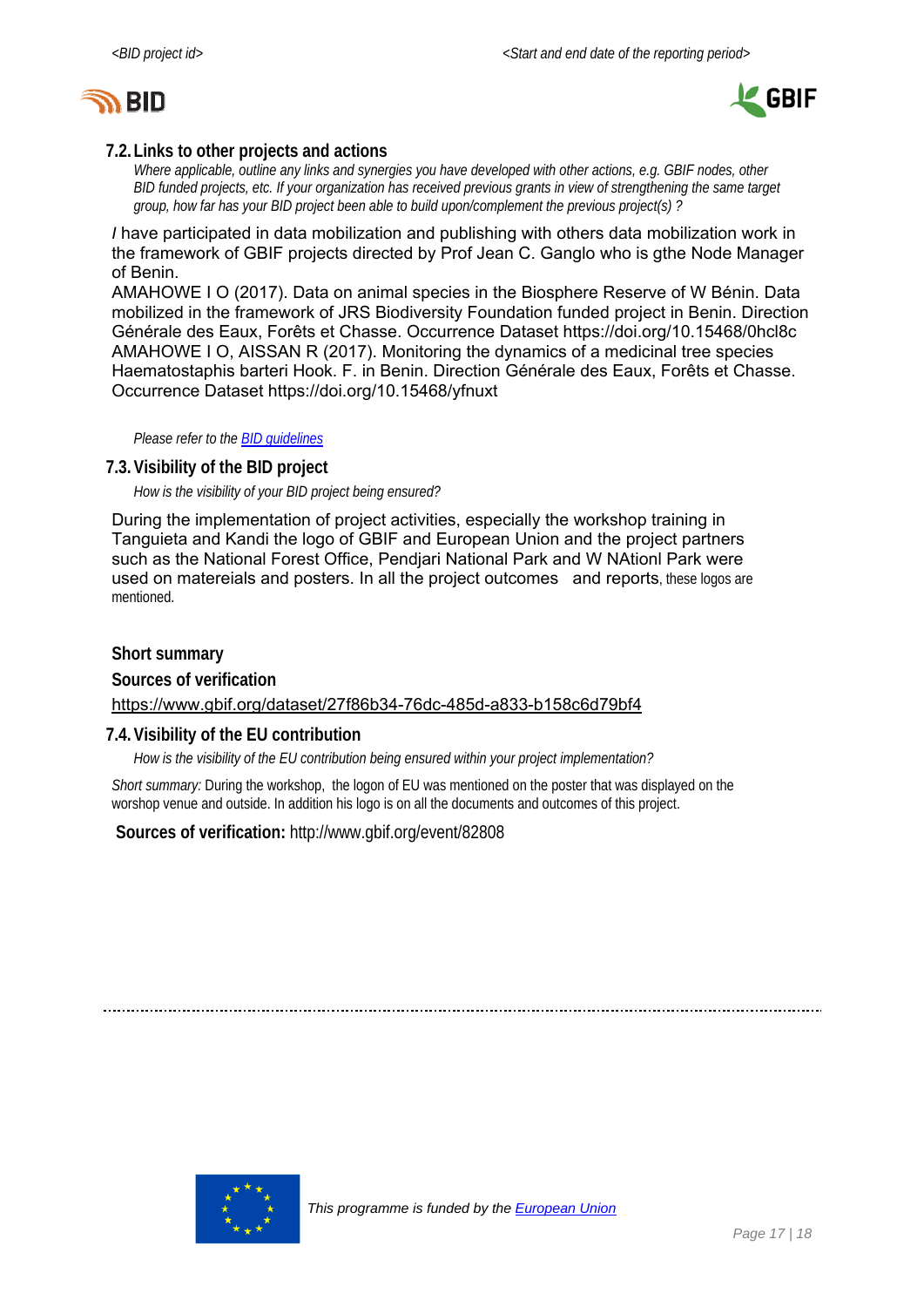### 7.2. Links to other projects and actions

*Where applicable, outline any links and synergies you have developed with other actions, e.g. GBIF nodes, other BID funded projects, etc. If your organization has received previous grants in view of strengthening the same target group, how far has your BID project been able to build upon/complement the previous project(s) ?*

*I* have participated in data mobilization and publishing with others data mobilization work in the framework of GBIF projects directed by Prof Jean C. Ganglo who is gthe Node Manager of Benin.
AMAHOWE I O (2017). Data on animal species in the Biosphere Reserve of W Bénin. Data mobilized in the framework of JRS Biodiversity Foundation funded project in Benin. Direction Générale des Eaux, Forêts et Chasse. Occurrence Dataset https://doi.org/10.15468/0hcl8c
AMAHOWE I O, AISSAN R (2017). Monitoring the dynamics of a medicinal tree species Haematostaphis barteri Hook. F. in Benin. Direction Générale des Eaux, Forêts et Chasse. Occurrence Dataset https://doi.org/10.15468/yfnuxt

*Please refer to the [BID guidelines]()*

### 7.3. Visibility of the BID project

*How is the visibility of your BID project being ensured?*

During the implementation of project activities, especially the workshop training in Tanguieta and Kandi the logo of GBIF and European Union and the project partners such as the National Forest Office, Pendjari National Park and W NAtionl Park were used on matereials and posters. In all the project outcomes and reports, these logos are mentioned.

**Short summary**

**Sources of verification**

https://www.gbif.org/dataset/27f86b34-76dc-485d-a833-b158c6d79bf4

### 7.4. Visibility of the EU contribution

*How is the visibility of the EU contribution being ensured within your project implementation?*

*Short summary:* During the workshop, the logon of EU was mentioned on the poster that was displayed on the worshop venue and outside. In addition his logo is on all the documents and outcomes of this project.

**Sources of verification:** http://www.gbif.org/event/82808

*This programme is funded by the [European Union]()*